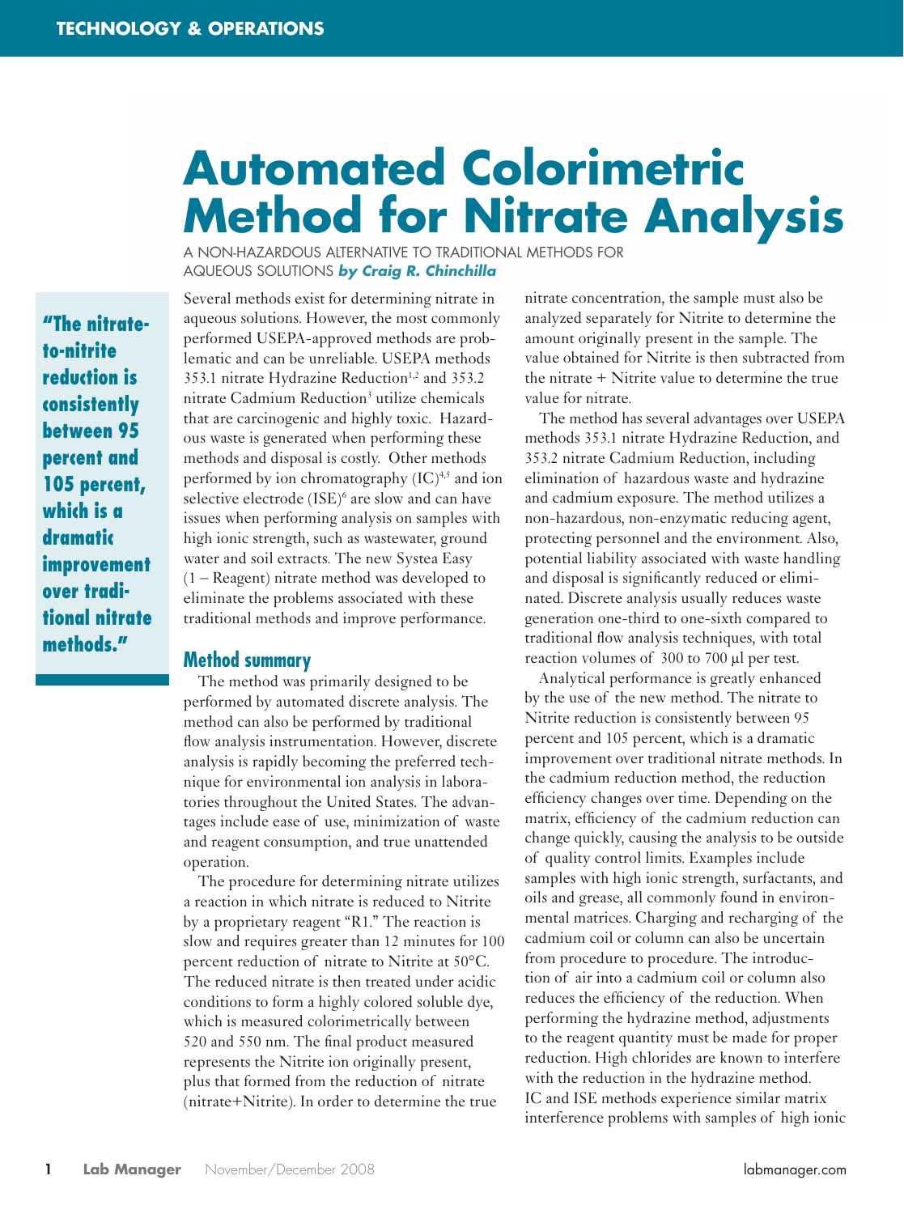# Automated Colorimetric Method for Nitrate Analysis

A NON-HAZARDOUS ALTERNATIVE TO TRADITIONAL METHODS FOR AQUEOUS SOLUTIONS ***by Craig R. Chinchilla***

> **"The nitrate-to-nitrite reduction is consistently between 95 percent and 105 percent, which is a dramatic improvement over traditional nitrate methods."**

Several methods exist for determining nitrate in aqueous solutions. However, the most commonly performed USEPA-approved methods are problematic and can be unreliable. USEPA methods 353.1 nitrate Hydrazine Reduction[1,2] and 353.2 nitrate Cadmium Reduction[3] utilize chemicals that are carcinogenic and highly toxic. Hazardous waste is generated when performing these methods and disposal is costly. Other methods performed by ion chromatography (IC)[4,5] and ion selective electrode (ISE)[6] are slow and can have issues when performing analysis on samples with high ionic strength, such as wastewater, ground water and soil extracts. The new Systea Easy (1 – Reagent) nitrate method was developed to eliminate the problems associated with these traditional methods and improve performance.

## Method summary

The method was primarily designed to be performed by automated discrete analysis. The method can also be performed by traditional flow analysis instrumentation. However, discrete analysis is rapidly becoming the preferred technique for environmental ion analysis in laboratories throughout the United States. The advantages include ease of use, minimization of waste and reagent consumption, and true unattended operation.

The procedure for determining nitrate utilizes a reaction in which nitrate is reduced to Nitrite by a proprietary reagent "R1." The reaction is slow and requires greater than 12 minutes for 100 percent reduction of nitrate to Nitrite at 50°C. The reduced nitrate is then treated under acidic conditions to form a highly colored soluble dye, which is measured colorimetrically between 520 and 550 nm. The final product measured represents the Nitrite ion originally present, plus that formed from the reduction of nitrate (nitrate+Nitrite). In order to determine the true nitrate concentration, the sample must also be analyzed separately for Nitrite to determine the amount originally present in the sample. The value obtained for Nitrite is then subtracted from the nitrate + Nitrite value to determine the true value for nitrate.

The method has several advantages over USEPA methods 353.1 nitrate Hydrazine Reduction, and 353.2 nitrate Cadmium Reduction, including elimination of hazardous waste and hydrazine and cadmium exposure. The method utilizes a non-hazardous, non-enzymatic reducing agent, protecting personnel and the environment. Also, potential liability associated with waste handling and disposal is significantly reduced or eliminated. Discrete analysis usually reduces waste generation one-third to one-sixth compared to traditional flow analysis techniques, with total reaction volumes of 300 to 700 µl per test.

Analytical performance is greatly enhanced by the use of the new method. The nitrate to Nitrite reduction is consistently between 95 percent and 105 percent, which is a dramatic improvement over traditional nitrate methods. In the cadmium reduction method, the reduction efficiency changes over time. Depending on the matrix, efficiency of the cadmium reduction can change quickly, causing the analysis to be outside of quality control limits. Examples include samples with high ionic strength, surfactants, and oils and grease, all commonly found in environmental matrices. Charging and recharging of the cadmium coil or column can also be uncertain from procedure to procedure. The introduction of air into a cadmium coil or column also reduces the efficiency of the reduction. When performing the hydrazine method, adjustments to the reagent quantity must be made for proper reduction. High chlorides are known to interfere with the reduction in the hydrazine method. IC and ISE methods experience similar matrix interference problems with samples of high ionic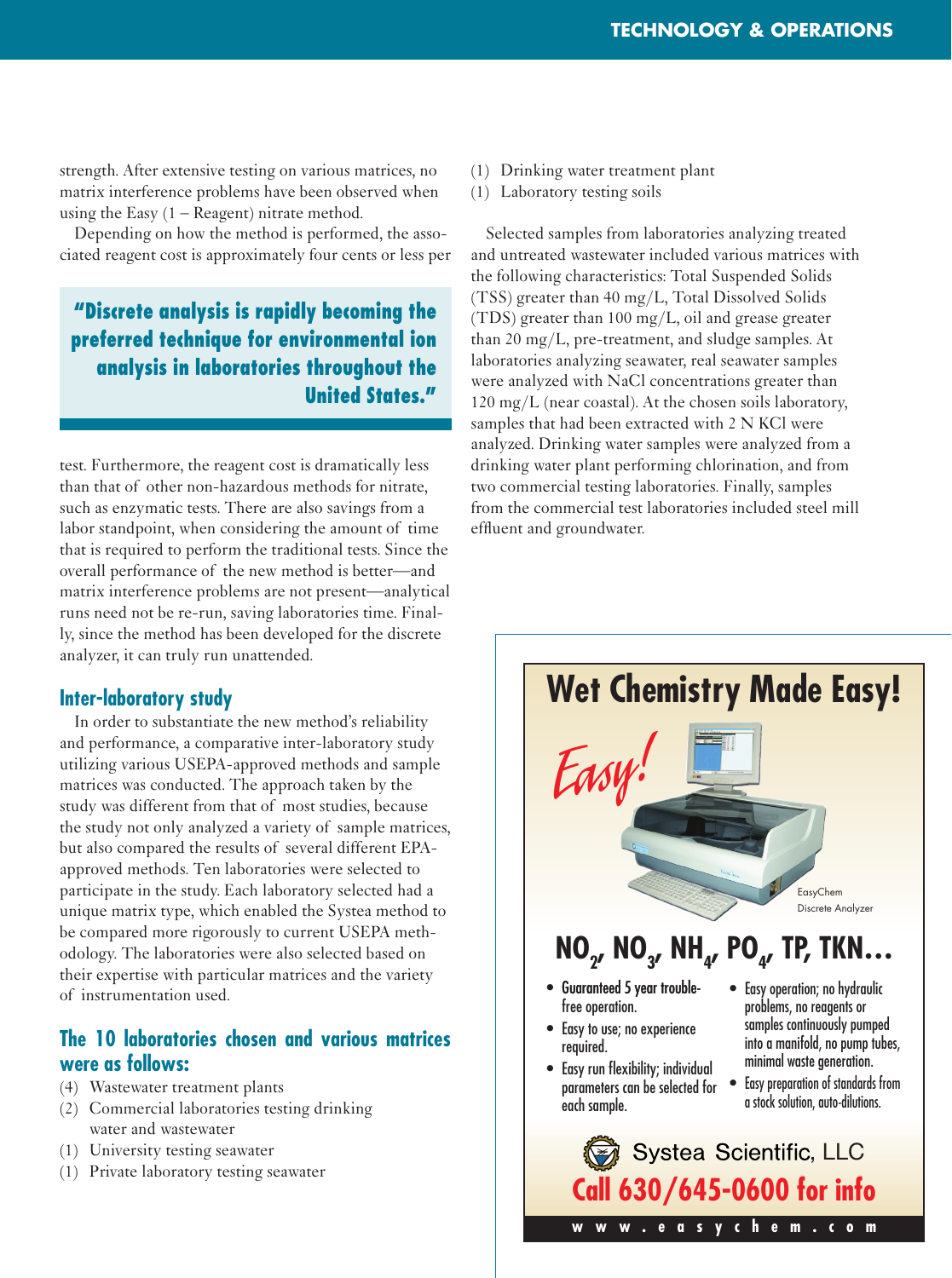strength. After extensive testing on various matrices, no matrix interference problems have been observed when using the Easy (1 – Reagent) nitrate method.

Depending on how the method is performed, the associated reagent cost is approximately four cents or less per test. Furthermore, the reagent cost is dramatically less than that of other non-hazardous methods for nitrate, such as enzymatic tests. There are also savings from a labor standpoint, when considering the amount of time that is required to perform the traditional tests. Since the overall performance of the new method is better—and matrix interference problems are not present—analytical runs need not be re-run, saving laboratories time. Finally, since the method has been developed for the discrete analyzer, it can truly run unattended.

> **"Discrete analysis is rapidly becoming the preferred technique for environmental ion analysis in laboratories throughout the United States."**

## Inter-laboratory study

In order to substantiate the new method's reliability and performance, a comparative inter-laboratory study utilizing various USEPA-approved methods and sample matrices was conducted. The approach taken by the study was different from that of most studies, because the study not only analyzed a variety of sample matrices, but also compared the results of several different EPA-approved methods. Ten laboratories were selected to participate in the study. Each laboratory selected had a unique matrix type, which enabled the Systea method to be compared more rigorously to current USEPA methodology. The laboratories were also selected based on their expertise with particular matrices and the variety of instrumentation used.

## The 10 laboratories chosen and various matrices were as follows:

- (4) Wastewater treatment plants
- (2) Commercial laboratories testing drinking water and wastewater
- (1) University testing seawater
- (1) Private laboratory testing seawater
- (1) Drinking water treatment plant
- (1) Laboratory testing soils

Selected samples from laboratories analyzing treated and untreated wastewater included various matrices with the following characteristics: Total Suspended Solids (TSS) greater than 40 mg/L, Total Dissolved Solids (TDS) greater than 100 mg/L, oil and grease greater than 20 mg/L, pre-treatment, and sludge samples. At laboratories analyzing seawater, real seawater samples were analyzed with NaCl concentrations greater than 120 mg/L (near coastal). At the chosen soils laboratory, samples that had been extracted with 2 N KCl were analyzed. Drinking water samples were analyzed from a drinking water plant performing chlorination, and from two commercial testing laboratories. Finally, samples from the commercial test laboratories included steel mill effluent and groundwater.

---

# Wet Chemistry Made Easy!

*Easy!*

EasyChem Discrete Analyzer

## $NO_2$, $NO_3$, $NH_4$, $PO_4$, TP, TKN...

- Guaranteed 5 year trouble-free operation.
- Easy to use; no experience required.
- Easy run flexibility; individual parameters can be selected for each sample.
- Easy operation; no hydraulic problems, no reagents or samples continuously pumped into a manifold, no pump tubes, minimal waste generation.
- Easy preparation of standards from a stock solution, auto-dilutions.

Systea Scientific, LLC

**Call 630/645-0600 for info**

www.easychem.com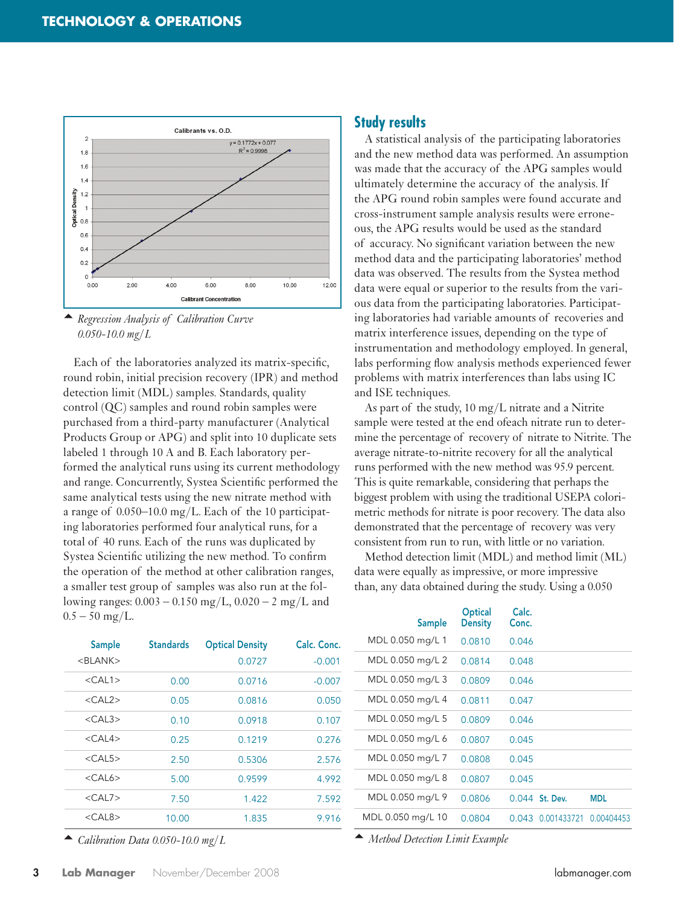*Regression Analysis of Calibration Curve 0.050-10.0 mg/L*

Each of the laboratories analyzed its matrix-specific, round robin, initial precision recovery (IPR) and method detection limit (MDL) samples. Standards, quality control (QC) samples and round robin samples were purchased from a third-party manufacturer (Analytical Products Group or APG) and split into 10 duplicate sets labeled 1 through 10 A and B. Each laboratory performed the analytical runs using its current methodology and range. Concurrently, Systea Scientific performed the same analytical tests using the new nitrate method with a range of 0.050–10.0 mg/L. Each of the 10 participating laboratories performed four analytical runs, for a total of 40 runs. Each of the runs was duplicated by Systea Scientific utilizing the new method. To confirm the operation of the method at other calibration ranges, a smaller test group of samples was also run at the following ranges: 0.003 – 0.150 mg/L, 0.020 – 2 mg/L and 0.5 – 50 mg/L.

| Sample | Standards | Optical Density | Calc. Conc. |
|---|---|---|---|
| <BLANK> | | 0.0727 | -0.001 |
| <CAL1> | 0.00 | 0.0716 | -0.007 |
| <CAL2> | 0.05 | 0.0816 | 0.050 |
| <CAL3> | 0.10 | 0.0918 | 0.107 |
| <CAL4> | 0.25 | 0.1219 | 0.276 |
| <CAL5> | 2.50 | 0.5306 | 2.576 |
| <CAL6> | 5.00 | 0.9599 | 4.992 |
| <CAL7> | 7.50 | 1.422 | 7.592 |
| <CAL8> | 10.00 | 1.835 | 9.916 |

*Calibration Data 0.050-10.0 mg/L*

## Study results

A statistical analysis of the participating laboratories and the new method data was performed. An assumption was made that the accuracy of the APG samples would ultimately determine the accuracy of the analysis. If the APG round robin samples were found accurate and cross-instrument sample analysis results were erroneous, the APG results would be used as the standard of accuracy. No significant variation between the new method data and the participating laboratories' method data was observed. The results from the Systea method data were equal or superior to the results from the various data from the participating laboratories. Participating laboratories had variable amounts of recoveries and matrix interference issues, depending on the type of instrumentation and methodology employed. In general, labs performing flow analysis methods experienced fewer problems with matrix interferences than labs using IC and ISE techniques.

As part of the study, 10 mg/L nitrate and a Nitrite sample were tested at the end ofeach nitrate run to determine the percentage of recovery of nitrate to Nitrite. The average nitrate-to-nitrite recovery for all the analytical runs performed with the new method was 95.9 percent. This is quite remarkable, considering that perhaps the biggest problem with using the traditional USEPA colorimetric methods for nitrate is poor recovery. The data also demonstrated that the percentage of recovery was very consistent from run to run, with little or no variation.

Method detection limit (MDL) and method limit (ML) data were equally as impressive, or more impressive than, any data obtained during the study. Using a 0.050

| Sample | Optical Density | Calc. Conc. | | |
|---|---|---|---|---|
| MDL 0.050 mg/L 1 | 0.0810 | 0.046 | | |
| MDL 0.050 mg/L 2 | 0.0814 | 0.048 | | |
| MDL 0.050 mg/L 3 | 0.0809 | 0.046 | | |
| MDL 0.050 mg/L 4 | 0.0811 | 0.047 | | |
| MDL 0.050 mg/L 5 | 0.0809 | 0.046 | | |
| MDL 0.050 mg/L 6 | 0.0807 | 0.045 | | |
| MDL 0.050 mg/L 7 | 0.0808 | 0.045 | | |
| MDL 0.050 mg/L 8 | 0.0807 | 0.045 | | |
| MDL 0.050 mg/L 9 | 0.0806 | 0.044 | **St. Dev.** | **MDL** |
| MDL 0.050 mg/L 10 | 0.0804 | 0.043 | 0.001433721 | 0.00404453 |

*Method Detection Limit Example*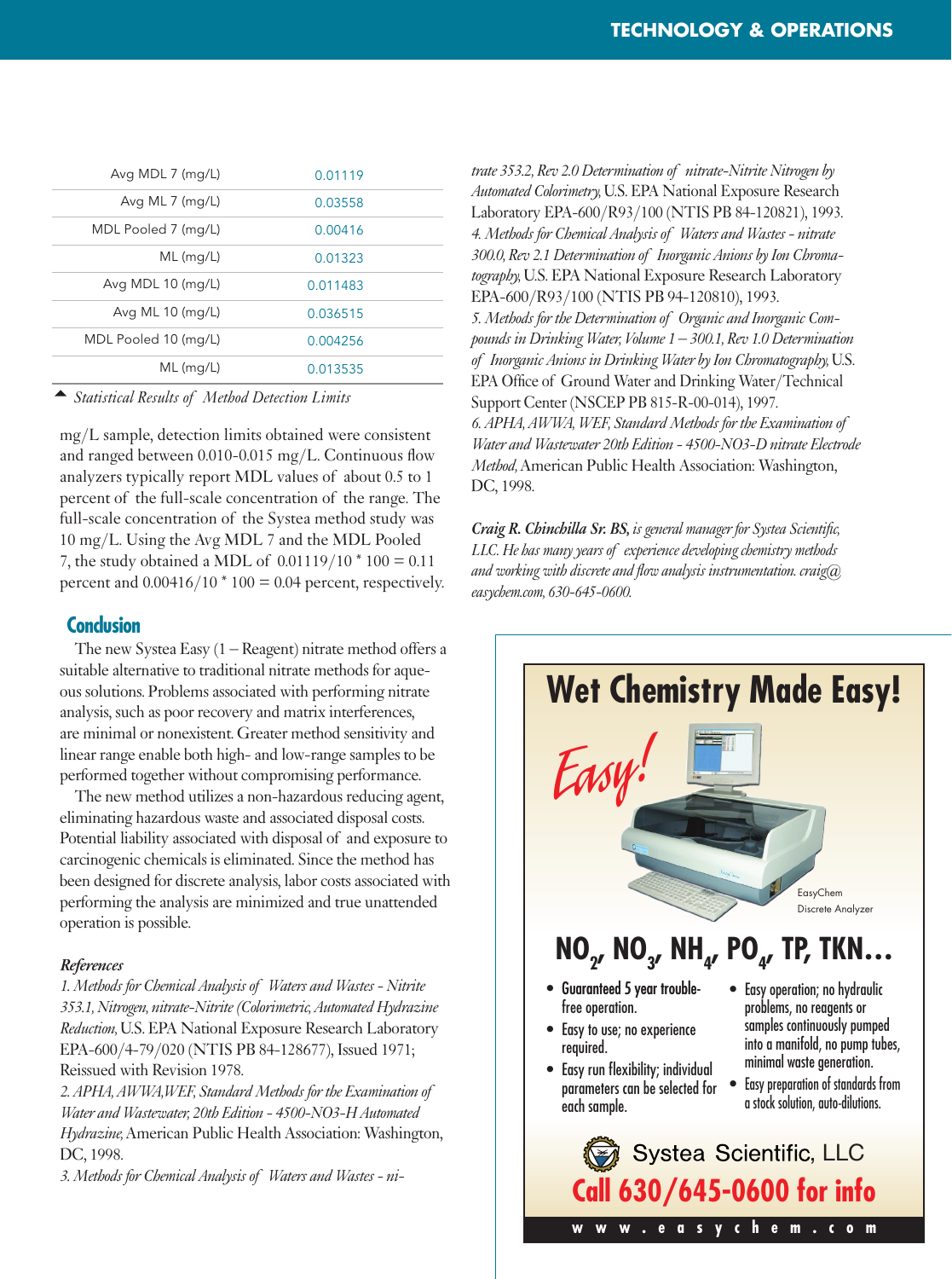| | |
|---|---|
| Avg MDL 7 (mg/L) | 0.01119 |
| Avg ML 7 (mg/L) | 0.03558 |
| MDL Pooled 7 (mg/L) | 0.00416 |
| ML (mg/L) | 0.01323 |
| Avg MDL 10 (mg/L) | 0.011483 |
| Avg ML 10 (mg/L) | 0.036515 |
| MDL Pooled 10 (mg/L) | 0.004256 |
| ML (mg/L) | 0.013535 |

▲ *Statistical Results of Method Detection Limits*

mg/L sample, detection limits obtained were consistent and ranged between 0.010-0.015 mg/L. Continuous flow analyzers typically report MDL values of about 0.5 to 1 percent of the full-scale concentration of the range. The full-scale concentration of the Systea method study was 10 mg/L. Using the Avg MDL 7 and the MDL Pooled 7, the study obtained a MDL of 0.01119/10 * 100 = 0.11 percent and 0.00416/10 * 100 = 0.04 percent, respectively.

## Conclusion

The new Systea Easy (1 – Reagent) nitrate method offers a suitable alternative to traditional nitrate methods for aqueous solutions. Problems associated with performing nitrate analysis, such as poor recovery and matrix interferences, are minimal or nonexistent. Greater method sensitivity and linear range enable both high- and low-range samples to be performed together without compromising performance.

The new method utilizes a non-hazardous reducing agent, eliminating hazardous waste and associated disposal costs. Potential liability associated with disposal of and exposure to carcinogenic chemicals is eliminated. Since the method has been designed for discrete analysis, labor costs associated with performing the analysis are minimized and true unattended operation is possible.

### *References*

1. *Methods for Chemical Analysis of Waters and Wastes - Nitrite 353.1, Nitrogen, nitrate-Nitrite (Colorimetric, Automated Hydrazine Reduction,* U.S. EPA National Exposure Research Laboratory EPA-600/4-79/020 (NTIS PB 84-128677), Issued 1971; Reissued with Revision 1978.
2. *APHA, AWWA, WEF, Standard Methods for the Examination of Water and Wastewater, 20th Edition - 4500-NO3-H Automated Hydrazine,* American Public Health Association: Washington, DC, 1998.
3. *Methods for Chemical Analysis of Waters and Wastes - nitrate 353.2, Rev 2.0 Determination of nitrate-Nitrite Nitrogen by Automated Colorimetry,* U.S. EPA National Exposure Research Laboratory EPA-600/R93/100 (NTIS PB 84-120821), 1993.
4. *Methods for Chemical Analysis of Waters and Wastes - nitrate 300.0, Rev 2.1 Determination of Inorganic Anions by Ion Chromatography,* U.S. EPA National Exposure Research Laboratory EPA-600/R93/100 (NTIS PB 94-120810), 1993.
5. *Methods for the Determination of Organic and Inorganic Compounds in Drinking Water, Volume 1 – 300.1, Rev 1.0 Determination of Inorganic Anions in Drinking Water by Ion Chromatography,* U.S. EPA Office of Ground Water and Drinking Water/Technical Support Center (NSCEP PB 815-R-00-014), 1997.
6. *APHA, AWWA, WEF, Standard Methods for the Examination of Water and Wastewater 20th Edition - 4500-NO3-D nitrate Electrode Method,* American Public Health Association: Washington, DC, 1998.

***Craig R. Chinchilla Sr. BS,** is general manager for Systea Scientific, LLC. He has many years of experience developing chemistry methods and working with discrete and flow analysis instrumentation. craig@easychem.com, 630-645-0600.*

# Wet Chemistry Made Easy!

Easy!

EasyChem Discrete Analyzer

## $NO_2$, $NO_3$, $NH_4$, $PO_4$, TP, TKN...

- Guaranteed 5 year trouble-free operation.
- Easy to use; no experience required.
- Easy run flexibility; individual parameters can be selected for each sample.
- Easy operation; no hydraulic problems, no reagents or samples continuously pumped into a manifold, no pump tubes, minimal waste generation.
- Easy preparation of standards from a stock solution, auto-dilutions.

Systea Scientific, LLC

**Call 630/645-0600 for info**

www.easychem.com